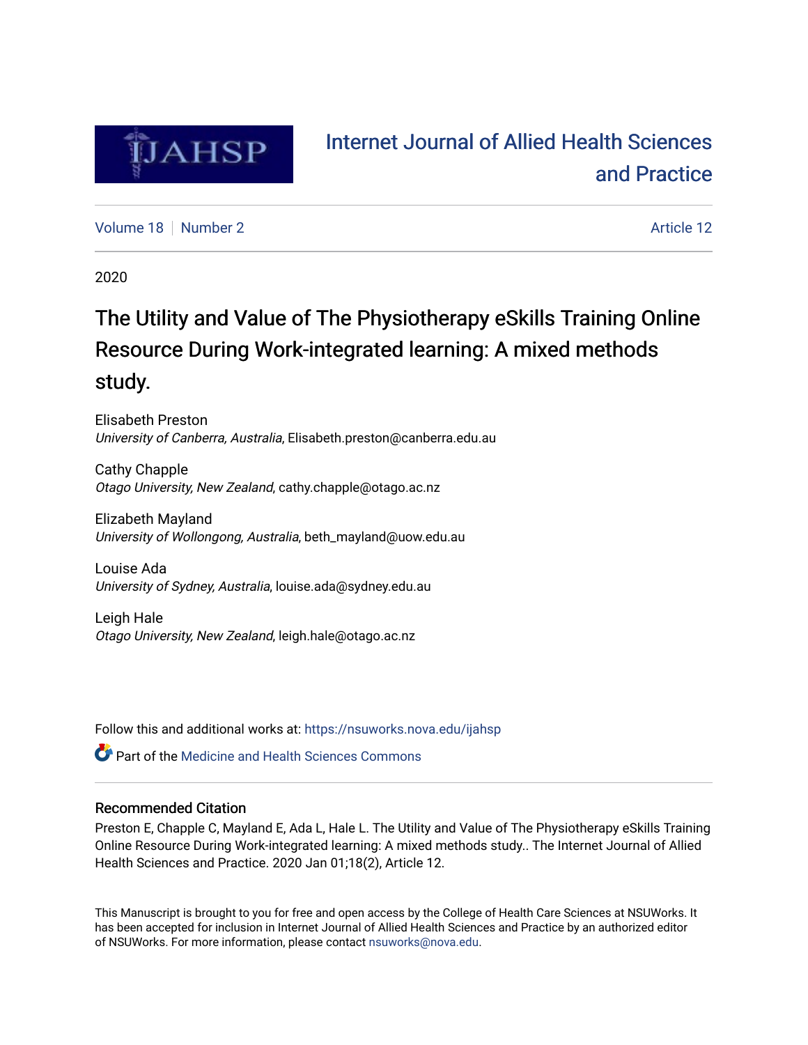# Internet Journal of Allied Health Sciences and Practice

Volume 18 | Number 2 | Article 12

2020

## The Utility and Value of The Physiotherapy eSkills Training Online Resource During Work-integrated learning: A mixed methods study.

Elisabeth Preston
*University of Canberra, Australia*, Elisabeth.preston@canberra.edu.au

Cathy Chapple
*Otago University, New Zealand*, cathy.chapple@otago.ac.nz

Elizabeth Mayland
*University of Wollongong, Australia*, beth_mayland@uow.edu.au

Louise Ada
*University of Sydney, Australia*, louise.ada@sydney.edu.au

Leigh Hale
*Otago University, New Zealand*, leigh.hale@otago.ac.nz

Follow this and additional works at: https://nsuworks.nova.edu/ijahsp

Part of the Medicine and Health Sciences Commons

### Recommended Citation

Preston E, Chapple C, Mayland E, Ada L, Hale L. The Utility and Value of The Physiotherapy eSkills Training Online Resource During Work-integrated learning: A mixed methods study.. The Internet Journal of Allied Health Sciences and Practice. 2020 Jan 01;18(2), Article 12.

This Manuscript is brought to you for free and open access by the College of Health Care Sciences at NSUWorks. It has been accepted for inclusion in Internet Journal of Allied Health Sciences and Practice by an authorized editor of NSUWorks. For more information, please contact nsuworks@nova.edu.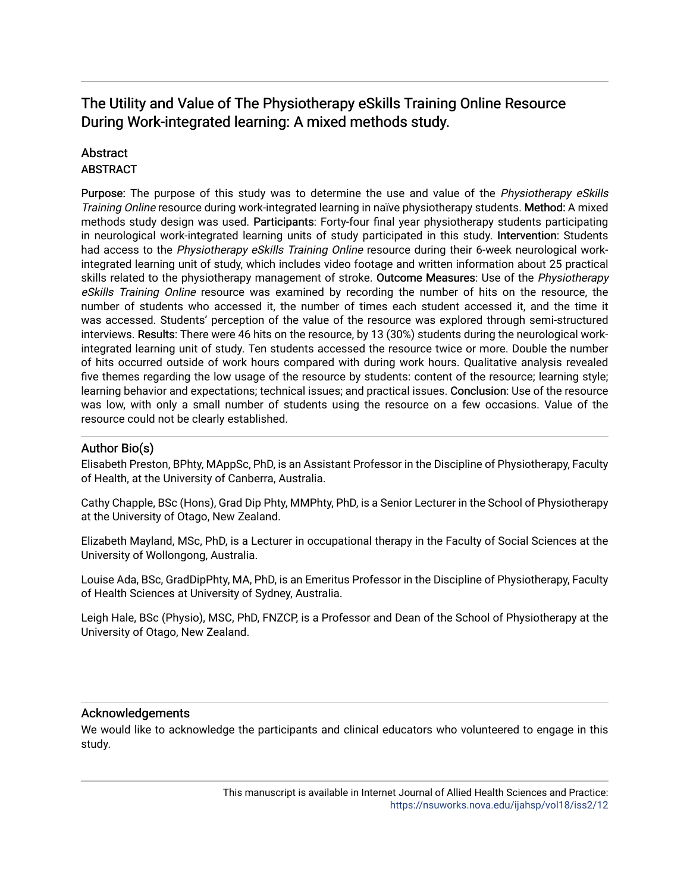# The Utility and Value of The Physiotherapy eSkills Training Online Resource During Work-integrated learning: A mixed methods study.

## Abstract

ABSTRACT

**Purpose:** The purpose of this study was to determine the use and value of the *Physiotherapy eSkills Training Online* resource during work-integrated learning in naïve physiotherapy students. **Method:** A mixed methods study design was used. **Participants**: Forty-four final year physiotherapy students participating in neurological work-integrated learning units of study participated in this study. **Intervention**: Students had access to the *Physiotherapy eSkills Training Online* resource during their 6-week neurological work-integrated learning unit of study, which includes video footage and written information about 25 practical skills related to the physiotherapy management of stroke. **Outcome Measures**: Use of the *Physiotherapy eSkills Training Online* resource was examined by recording the number of hits on the resource, the number of students who accessed it, the number of times each student accessed it, and the time it was accessed. Students' perception of the value of the resource was explored through semi-structured interviews. **Results**: There were 46 hits on the resource, by 13 (30%) students during the neurological work-integrated learning unit of study. Ten students accessed the resource twice or more. Double the number of hits occurred outside of work hours compared with during work hours. Qualitative analysis revealed five themes regarding the low usage of the resource by students: content of the resource; learning style; learning behavior and expectations; technical issues; and practical issues. **Conclusion**: Use of the resource was low, with only a small number of students using the resource on a few occasions. Value of the resource could not be clearly established.

## Author Bio(s)

Elisabeth Preston, BPhty, MAppSc, PhD, is an Assistant Professor in the Discipline of Physiotherapy, Faculty of Health, at the University of Canberra, Australia.

Cathy Chapple, BSc (Hons), Grad Dip Phty, MMPhty, PhD, is a Senior Lecturer in the School of Physiotherapy at the University of Otago, New Zealand.

Elizabeth Mayland, MSc, PhD, is a Lecturer in occupational therapy in the Faculty of Social Sciences at the University of Wollongong, Australia.

Louise Ada, BSc, GradDipPhty, MA, PhD, is an Emeritus Professor in the Discipline of Physiotherapy, Faculty of Health Sciences at University of Sydney, Australia.

Leigh Hale, BSc (Physio), MSC, PhD, FNZCP, is a Professor and Dean of the School of Physiotherapy at the University of Otago, New Zealand.

## Acknowledgements

We would like to acknowledge the participants and clinical educators who volunteered to engage in this study.

This manuscript is available in Internet Journal of Allied Health Sciences and Practice: https://nsuworks.nova.edu/ijahsp/vol18/iss2/12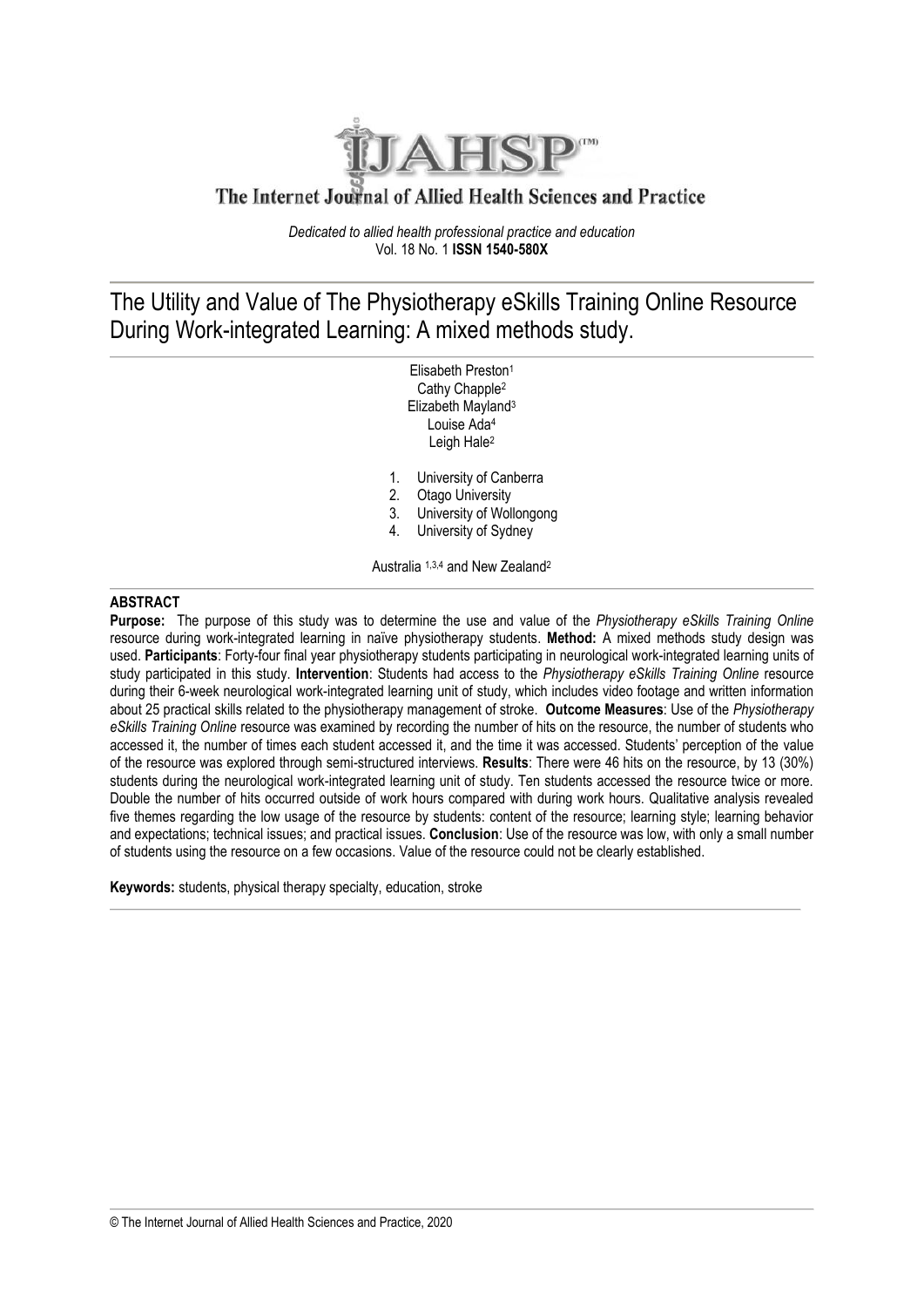The Internet Journal of Allied Health Sciences and Practice

*Dedicated to allied health professional practice and education*
Vol. 18 No. 1 **ISSN 1540-580X**

# The Utility and Value of The Physiotherapy eSkills Training Online Resource During Work-integrated Learning: A mixed methods study.

Elisabeth Preston[1]
Cathy Chapple[2]
Elizabeth Mayland[3]
Louise Ada[4]
Leigh Hale[2]

1. University of Canberra
2. Otago University
3. University of Wollongong
4. University of Sydney

Australia [1,3,4] and New Zealand[2]

## ABSTRACT

**Purpose:** The purpose of this study was to determine the use and value of the *Physiotherapy eSkills Training Online* resource during work-integrated learning in naïve physiotherapy students. **Method:** A mixed methods study design was used. **Participants**: Forty-four final year physiotherapy students participating in neurological work-integrated learning units of study participated in this study. **Intervention**: Students had access to the *Physiotherapy eSkills Training Online* resource during their 6-week neurological work-integrated learning unit of study, which includes video footage and written information about 25 practical skills related to the physiotherapy management of stroke. **Outcome Measures**: Use of the *Physiotherapy eSkills Training Online* resource was examined by recording the number of hits on the resource, the number of students who accessed it, the number of times each student accessed it, and the time it was accessed. Students' perception of the value of the resource was explored through semi-structured interviews. **Results**: There were 46 hits on the resource, by 13 (30%) students during the neurological work-integrated learning unit of study. Ten students accessed the resource twice or more. Double the number of hits occurred outside of work hours compared with during work hours. Qualitative analysis revealed five themes regarding the low usage of the resource by students: content of the resource; learning style; learning behavior and expectations; technical issues; and practical issues. **Conclusion**: Use of the resource was low, with only a small number of students using the resource on a few occasions. Value of the resource could not be clearly established.

**Keywords:** students, physical therapy specialty, education, stroke

© The Internet Journal of Allied Health Sciences and Practice, 2020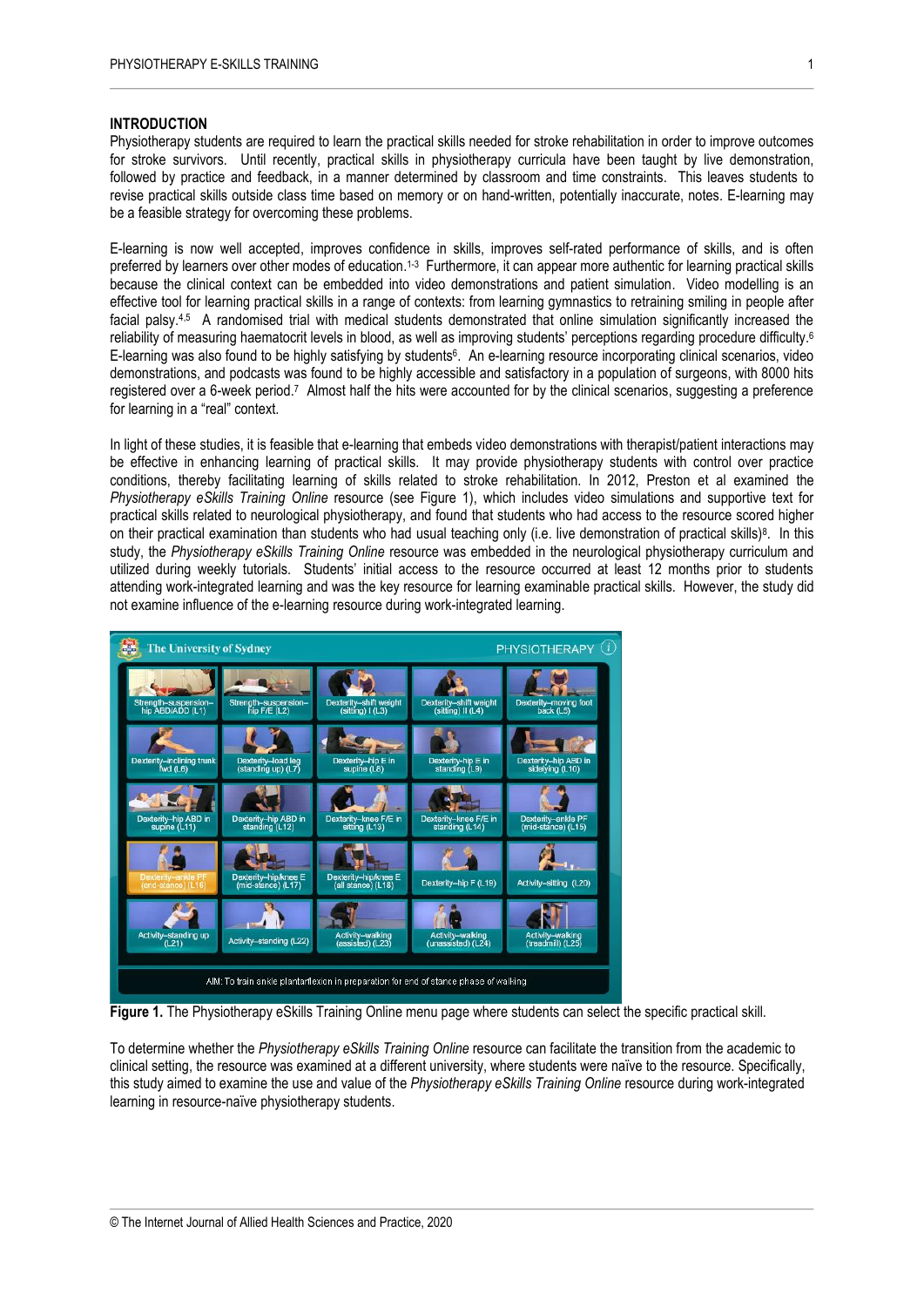## INTRODUCTION

Physiotherapy students are required to learn the practical skills needed for stroke rehabilitation in order to improve outcomes for stroke survivors. Until recently, practical skills in physiotherapy curricula have been taught by live demonstration, followed by practice and feedback, in a manner determined by classroom and time constraints. This leaves students to revise practical skills outside class time based on memory or on hand-written, potentially inaccurate, notes. E-learning may be a feasible strategy for overcoming these problems.

E-learning is now well accepted, improves confidence in skills, improves self-rated performance of skills, and is often preferred by learners over other modes of education.[1-3] Furthermore, it can appear more authentic for learning practical skills because the clinical context can be embedded into video demonstrations and patient simulation. Video modelling is an effective tool for learning practical skills in a range of contexts: from learning gymnastics to retraining smiling in people after facial palsy.[4,5] A randomised trial with medical students demonstrated that online simulation significantly increased the reliability of measuring haematocrit levels in blood, as well as improving students' perceptions regarding procedure difficulty.[6] E-learning was also found to be highly satisfying by students[6]. An e-learning resource incorporating clinical scenarios, video demonstrations, and podcasts was found to be highly accessible and satisfactory in a population of surgeons, with 8000 hits registered over a 6-week period.[7] Almost half the hits were accounted for by the clinical scenarios, suggesting a preference for learning in a "real" context.

In light of these studies, it is feasible that e-learning that embeds video demonstrations with therapist/patient interactions may be effective in enhancing learning of practical skills. It may provide physiotherapy students with control over practice conditions, thereby facilitating learning of skills related to stroke rehabilitation. In 2012, Preston et al examined the *Physiotherapy eSkills Training Online* resource (see Figure 1), which includes video simulations and supportive text for practical skills related to neurological physiotherapy, and found that students who had access to the resource scored higher on their practical examination than students who had usual teaching only (i.e. live demonstration of practical skills)[8]. In this study, the *Physiotherapy eSkills Training Online* resource was embedded in the neurological physiotherapy curriculum and utilized during weekly tutorials. Students' initial access to the resource occurred at least 12 months prior to students attending work-integrated learning and was the key resource for learning examinable practical skills. However, the study did not examine influence of the e-learning resource during work-integrated learning.

**Figure 1.** The Physiotherapy eSkills Training Online menu page where students can select the specific practical skill.

To determine whether the *Physiotherapy eSkills Training Online* resource can facilitate the transition from the academic to clinical setting, the resource was examined at a different university, where students were naïve to the resource. Specifically, this study aimed to examine the use and value of the *Physiotherapy eSkills Training Online* resource during work-integrated learning in resource-naïve physiotherapy students.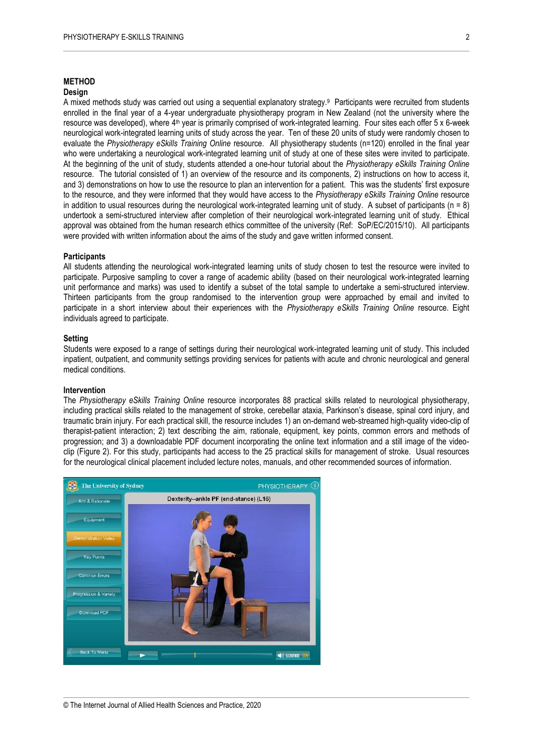## METHOD

### Design

A mixed methods study was carried out using a sequential explanatory strategy.[9] Participants were recruited from students enrolled in the final year of a 4-year undergraduate physiotherapy program in New Zealand (not the university where the resource was developed), where 4th year is primarily comprised of work-integrated learning. Four sites each offer 5 x 6-week neurological work-integrated learning units of study across the year. Ten of these 20 units of study were randomly chosen to evaluate the *Physiotherapy eSkills Training Online* resource. All physiotherapy students (n=120) enrolled in the final year who were undertaking a neurological work-integrated learning unit of study at one of these sites were invited to participate. At the beginning of the unit of study, students attended a one-hour tutorial about the *Physiotherapy eSkills Training Online* resource. The tutorial consisted of 1) an overview of the resource and its components, 2) instructions on how to access it, and 3) demonstrations on how to use the resource to plan an intervention for a patient. This was the students' first exposure to the resource, and they were informed that they would have access to the *Physiotherapy eSkills Training Online* resource in addition to usual resources during the neurological work-integrated learning unit of study. A subset of participants (n = 8) undertook a semi-structured interview after completion of their neurological work-integrated learning unit of study. Ethical approval was obtained from the human research ethics committee of the university (Ref: SoP/EC/2015/10). All participants were provided with written information about the aims of the study and gave written informed consent.

### Participants

All students attending the neurological work-integrated learning units of study chosen to test the resource were invited to participate. Purposive sampling to cover a range of academic ability (based on their neurological work-integrated learning unit performance and marks) was used to identify a subset of the total sample to undertake a semi-structured interview. Thirteen participants from the group randomised to the intervention group were approached by email and invited to participate in a short interview about their experiences with the *Physiotherapy eSkills Training Online* resource. Eight individuals agreed to participate.

### Setting

Students were exposed to a range of settings during their neurological work-integrated learning unit of study. This included inpatient, outpatient, and community settings providing services for patients with acute and chronic neurological and general medical conditions.

### Intervention

The *Physiotherapy eSkills Training Online* resource incorporates 88 practical skills related to neurological physiotherapy, including practical skills related to the management of stroke, cerebellar ataxia, Parkinson's disease, spinal cord injury, and traumatic brain injury. For each practical skill, the resource includes 1) an on-demand web-streamed high-quality video-clip of therapist-patient interaction; 2) text describing the aim, rationale, equipment, key points, common errors and methods of progression; and 3) a downloadable PDF document incorporating the online text information and a still image of the video-clip (Figure 2). For this study, participants had access to the 25 practical skills for management of stroke. Usual resources for the neurological clinical placement included lecture notes, manuals, and other recommended sources of information.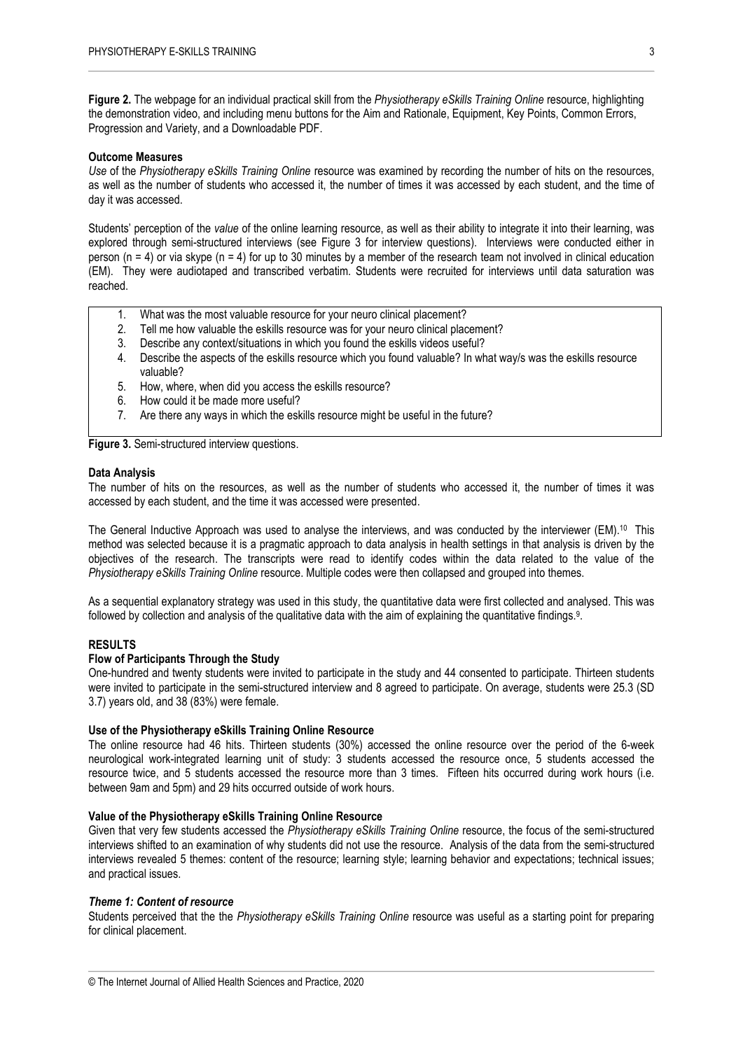**Figure 2.** The webpage for an individual practical skill from the *Physiotherapy eSkills Training Online* resource, highlighting the demonstration video, and including menu buttons for the Aim and Rationale, Equipment, Key Points, Common Errors, Progression and Variety, and a Downloadable PDF.

### Outcome Measures

*Use* of the *Physiotherapy eSkills Training Online* resource was examined by recording the number of hits on the resources, as well as the number of students who accessed it, the number of times it was accessed by each student, and the time of day it was accessed.

Students' perception of the *value* of the online learning resource, as well as their ability to integrate it into their learning, was explored through semi-structured interviews (see Figure 3 for interview questions). Interviews were conducted either in person (n = 4) or via skype (n = 4) for up to 30 minutes by a member of the research team not involved in clinical education (EM). They were audiotaped and transcribed verbatim. Students were recruited for interviews until data saturation was reached.

1. What was the most valuable resource for your neuro clinical placement?
2. Tell me how valuable the eskills resource was for your neuro clinical placement?
3. Describe any context/situations in which you found the eskills videos useful?
4. Describe the aspects of the eskills resource which you found valuable? In what way/s was the eskills resource valuable?
5. How, where, when did you access the eskills resource?
6. How could it be made more useful?
7. Are there any ways in which the eskills resource might be useful in the future?

**Figure 3.** Semi-structured interview questions.

### Data Analysis

The number of hits on the resources, as well as the number of students who accessed it, the number of times it was accessed by each student, and the time it was accessed were presented.

The General Inductive Approach was used to analyse the interviews, and was conducted by the interviewer (EM).[10] This method was selected because it is a pragmatic approach to data analysis in health settings in that analysis is driven by the objectives of the research. The transcripts were read to identify codes within the data related to the value of the *Physiotherapy eSkills Training Online* resource. Multiple codes were then collapsed and grouped into themes.

As a sequential explanatory strategy was used in this study, the quantitative data were first collected and analysed. This was followed by collection and analysis of the qualitative data with the aim of explaining the quantitative findings.[9].

## RESULTS

### Flow of Participants Through the Study

One-hundred and twenty students were invited to participate in the study and 44 consented to participate. Thirteen students were invited to participate in the semi-structured interview and 8 agreed to participate. On average, students were 25.3 (SD 3.7) years old, and 38 (83%) were female.

### Use of the Physiotherapy eSkills Training Online Resource

The online resource had 46 hits. Thirteen students (30%) accessed the online resource over the period of the 6-week neurological work-integrated learning unit of study: 3 students accessed the resource once, 5 students accessed the resource twice, and 5 students accessed the resource more than 3 times. Fifteen hits occurred during work hours (i.e. between 9am and 5pm) and 29 hits occurred outside of work hours.

### Value of the Physiotherapy eSkills Training Online Resource

Given that very few students accessed the *Physiotherapy eSkills Training Online* resource, the focus of the semi-structured interviews shifted to an examination of why students did not use the resource. Analysis of the data from the semi-structured interviews revealed 5 themes: content of the resource; learning style; learning behavior and expectations; technical issues; and practical issues.

#### *Theme 1: Content of resource*

Students perceived that the the *Physiotherapy eSkills Training Online* resource was useful as a starting point for preparing for clinical placement.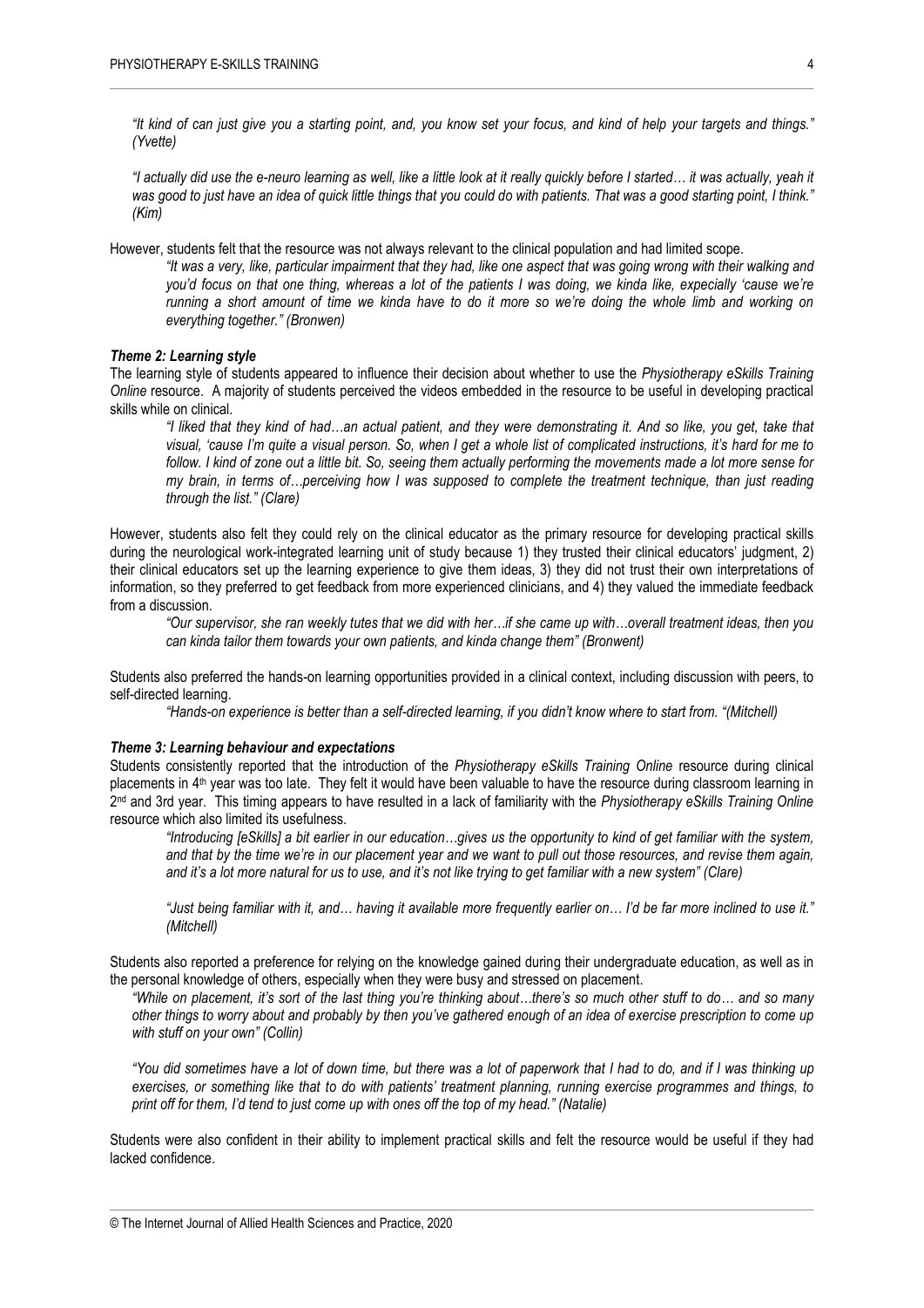*"It kind of can just give you a starting point, and, you know set your focus, and kind of help your targets and things." (Yvette)*

*"I actually did use the e-neuro learning as well, like a little look at it really quickly before I started… it was actually, yeah it was good to just have an idea of quick little things that you could do with patients. That was a good starting point, I think." (Kim)*

However, students felt that the resource was not always relevant to the clinical population and had limited scope.

> *"It was a very, like, particular impairment that they had, like one aspect that was going wrong with their walking and you'd focus on that one thing, whereas a lot of the patients I was doing, we kinda like, expecially 'cause we're running a short amount of time we kinda have to do it more so we're doing the whole limb and working on everything together." (Bronwen)*

### *Theme 2: Learning style*

The learning style of students appeared to influence their decision about whether to use the *Physiotherapy eSkills Training Online* resource. A majority of students perceived the videos embedded in the resource to be useful in developing practical skills while on clinical.

> *"I liked that they kind of had…an actual patient, and they were demonstrating it. And so like, you get, take that visual, 'cause I'm quite a visual person. So, when I get a whole list of complicated instructions, it's hard for me to follow. I kind of zone out a little bit. So, seeing them actually performing the movements made a lot more sense for my brain, in terms of…perceiving how I was supposed to complete the treatment technique, than just reading through the list." (Clare)*

However, students also felt they could rely on the clinical educator as the primary resource for developing practical skills during the neurological work-integrated learning unit of study because 1) they trusted their clinical educators' judgment, 2) their clinical educators set up the learning experience to give them ideas, 3) they did not trust their own interpretations of information, so they preferred to get feedback from more experienced clinicians, and 4) they valued the immediate feedback from a discussion.

> *"Our supervisor, she ran weekly tutes that we did with her…if she came up with…overall treatment ideas, then you can kinda tailor them towards your own patients, and kinda change them" (Bronwent)*

Students also preferred the hands-on learning opportunities provided in a clinical context, including discussion with peers, to self-directed learning.

> *"Hands-on experience is better than a self-directed learning, if you didn't know where to start from. "(Mitchell)*

### *Theme 3: Learning behaviour and expectations*

Students consistently reported that the introduction of the *Physiotherapy eSkills Training Online* resource during clinical placements in 4th year was too late. They felt it would have been valuable to have the resource during classroom learning in 2nd and 3rd year. This timing appears to have resulted in a lack of familiarity with the *Physiotherapy eSkills Training Online* resource which also limited its usefulness.

> *"Introducing [eSkills] a bit earlier in our education…gives us the opportunity to kind of get familiar with the system, and that by the time we're in our placement year and we want to pull out those resources, and revise them again, and it's a lot more natural for us to use, and it's not like trying to get familiar with a new system" (Clare)*
>
> *"Just being familiar with it, and… having it available more frequently earlier on… I'd be far more inclined to use it." (Mitchell)*

Students also reported a preference for relying on the knowledge gained during their undergraduate education, as well as in the personal knowledge of others, especially when they were busy and stressed on placement.

> *"While on placement, it's sort of the last thing you're thinking about…there's so much other stuff to do… and so many other things to worry about and probably by then you've gathered enough of an idea of exercise prescription to come up with stuff on your own" (Collin)*
>
> *"You did sometimes have a lot of down time, but there was a lot of paperwork that I had to do, and if I was thinking up exercises, or something like that to do with patients' treatment planning, running exercise programmes and things, to print off for them, I'd tend to just come up with ones off the top of my head." (Natalie)*

Students were also confident in their ability to implement practical skills and felt the resource would be useful if they had lacked confidence.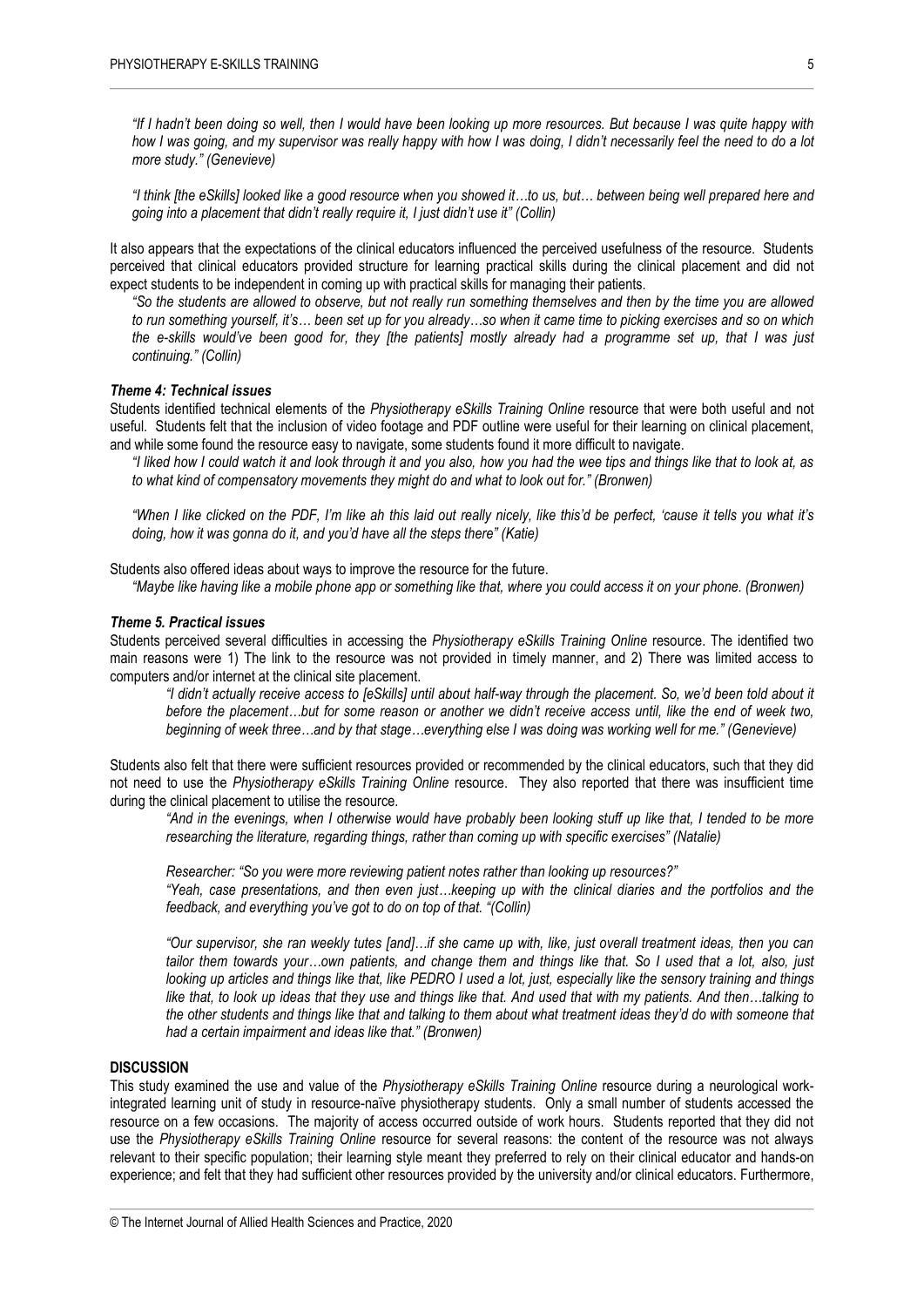*"If I hadn't been doing so well, then I would have been looking up more resources. But because I was quite happy with how I was going, and my supervisor was really happy with how I was doing, I didn't necessarily feel the need to do a lot more study." (Genevieve)*

*"I think [the eSkills] looked like a good resource when you showed it…to us, but… between being well prepared here and going into a placement that didn't really require it, I just didn't use it" (Collin)*

It also appears that the expectations of the clinical educators influenced the perceived usefulness of the resource. Students perceived that clinical educators provided structure for learning practical skills during the clinical placement and did not expect students to be independent in coming up with practical skills for managing their patients.

*"So the students are allowed to observe, but not really run something themselves and then by the time you are allowed to run something yourself, it's… been set up for you already…so when it came time to picking exercises and so on which the e-skills would've been good for, they [the patients] mostly already had a programme set up, that I was just continuing." (Collin)*

### *Theme 4: Technical issues*

Students identified technical elements of the *Physiotherapy eSkills Training Online* resource that were both useful and not useful. Students felt that the inclusion of video footage and PDF outline were useful for their learning on clinical placement, and while some found the resource easy to navigate, some students found it more difficult to navigate.

*"I liked how I could watch it and look through it and you also, how you had the wee tips and things like that to look at, as to what kind of compensatory movements they might do and what to look out for." (Bronwen)*

*"When I like clicked on the PDF, I'm like ah this laid out really nicely, like this'd be perfect, 'cause it tells you what it's doing, how it was gonna do it, and you'd have all the steps there" (Katie)*

Students also offered ideas about ways to improve the resource for the future.

*"Maybe like having like a mobile phone app or something like that, where you could access it on your phone. (Bronwen)*

### *Theme 5. Practical issues*

Students perceived several difficulties in accessing the *Physiotherapy eSkills Training Online* resource. The identified two main reasons were 1) The link to the resource was not provided in timely manner, and 2) There was limited access to computers and/or internet at the clinical site placement.

*"I didn't actually receive access to [eSkills] until about half-way through the placement. So, we'd been told about it before the placement…but for some reason or another we didn't receive access until, like the end of week two, beginning of week three…and by that stage…everything else I was doing was working well for me." (Genevieve)*

Students also felt that there were sufficient resources provided or recommended by the clinical educators, such that they did not need to use the *Physiotherapy eSkills Training Online* resource. They also reported that there was insufficient time during the clinical placement to utilise the resource.

*"And in the evenings, when I otherwise would have probably been looking stuff up like that, I tended to be more researching the literature, regarding things, rather than coming up with specific exercises" (Natalie)*

*Researcher: "So you were more reviewing patient notes rather than looking up resources?"*
*"Yeah, case presentations, and then even just…keeping up with the clinical diaries and the portfolios and the feedback, and everything you've got to do on top of that. "(Collin)*

*"Our supervisor, she ran weekly tutes [and]…if she came up with, like, just overall treatment ideas, then you can tailor them towards your…own patients, and change them and things like that. So I used that a lot, also, just looking up articles and things like that, like PEDRO I used a lot, just, especially like the sensory training and things like that, to look up ideas that they use and things like that. And used that with my patients. And then…talking to the other students and things like that and talking to them about what treatment ideas they'd do with someone that had a certain impairment and ideas like that." (Bronwen)*

## DISCUSSION

This study examined the use and value of the *Physiotherapy eSkills Training Online* resource during a neurological work-integrated learning unit of study in resource-naïve physiotherapy students. Only a small number of students accessed the resource on a few occasions. The majority of access occurred outside of work hours. Students reported that they did not use the *Physiotherapy eSkills Training Online* resource for several reasons: the content of the resource was not always relevant to their specific population; their learning style meant they preferred to rely on their clinical educator and hands-on experience; and felt that they had sufficient other resources provided by the university and/or clinical educators. Furthermore,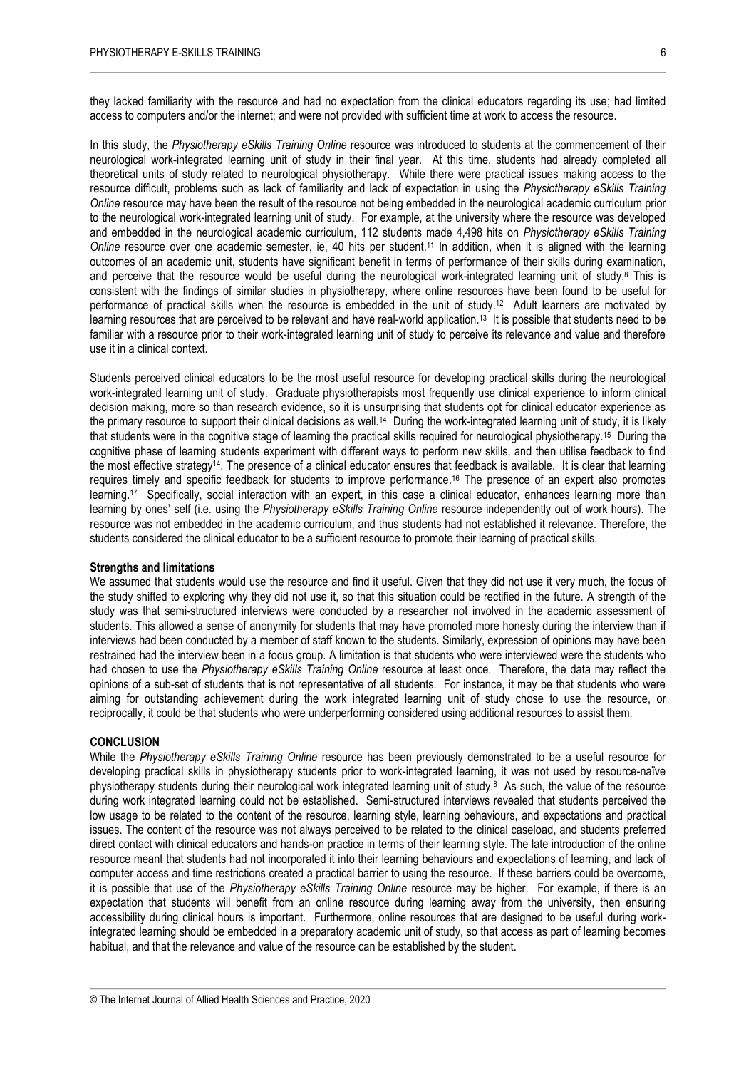they lacked familiarity with the resource and had no expectation from the clinical educators regarding its use; had limited access to computers and/or the internet; and were not provided with sufficient time at work to access the resource.

In this study, the *Physiotherapy eSkills Training Online* resource was introduced to students at the commencement of their neurological work-integrated learning unit of study in their final year. At this time, students had already completed all theoretical units of study related to neurological physiotherapy. While there were practical issues making access to the resource difficult, problems such as lack of familiarity and lack of expectation in using the *Physiotherapy eSkills Training Online* resource may have been the result of the resource not being embedded in the neurological academic curriculum prior to the neurological work-integrated learning unit of study. For example, at the university where the resource was developed and embedded in the neurological academic curriculum, 112 students made 4,498 hits on *Physiotherapy eSkills Training Online* resource over one academic semester, ie, 40 hits per student.[11] In addition, when it is aligned with the learning outcomes of an academic unit, students have significant benefit in terms of performance of their skills during examination, and perceive that the resource would be useful during the neurological work-integrated learning unit of study.[8] This is consistent with the findings of similar studies in physiotherapy, where online resources have been found to be useful for performance of practical skills when the resource is embedded in the unit of study.[12] Adult learners are motivated by learning resources that are perceived to be relevant and have real-world application.[13] It is possible that students need to be familiar with a resource prior to their work-integrated learning unit of study to perceive its relevance and value and therefore use it in a clinical context.

Students perceived clinical educators to be the most useful resource for developing practical skills during the neurological work-integrated learning unit of study. Graduate physiotherapists most frequently use clinical experience to inform clinical decision making, more so than research evidence, so it is unsurprising that students opt for clinical educator experience as the primary resource to support their clinical decisions as well.[14] During the work-integrated learning unit of study, it is likely that students were in the cognitive stage of learning the practical skills required for neurological physiotherapy.[15] During the cognitive phase of learning students experiment with different ways to perform new skills, and then utilise feedback to find the most effective strategy[14]. The presence of a clinical educator ensures that feedback is available. It is clear that learning requires timely and specific feedback for students to improve performance.[16] The presence of an expert also promotes learning.[17] Specifically, social interaction with an expert, in this case a clinical educator, enhances learning more than learning by ones' self (i.e. using the *Physiotherapy eSkills Training Online* resource independently out of work hours). The resource was not embedded in the academic curriculum, and thus students had not established it relevance. Therefore, the students considered the clinical educator to be a sufficient resource to promote their learning of practical skills.

**Strengths and limitations**

We assumed that students would use the resource and find it useful. Given that they did not use it very much, the focus of the study shifted to exploring why they did not use it, so that this situation could be rectified in the future. A strength of the study was that semi-structured interviews were conducted by a researcher not involved in the academic assessment of students. This allowed a sense of anonymity for students that may have promoted more honesty during the interview than if interviews had been conducted by a member of staff known to the students. Similarly, expression of opinions may have been restrained had the interview been in a focus group. A limitation is that students who were interviewed were the students who had chosen to use the *Physiotherapy eSkills Training Online* resource at least once. Therefore, the data may reflect the opinions of a sub-set of students that is not representative of all students. For instance, it may be that students who were aiming for outstanding achievement during the work integrated learning unit of study chose to use the resource, or reciprocally, it could be that students who were underperforming considered using additional resources to assist them.

## CONCLUSION

While the *Physiotherapy eSkills Training Online* resource has been previously demonstrated to be a useful resource for developing practical skills in physiotherapy students prior to work-integrated learning, it was not used by resource-naïve physiotherapy students during their neurological work integrated learning unit of study.[8] As such, the value of the resource during work integrated learning could not be established. Semi-structured interviews revealed that students perceived the low usage to be related to the content of the resource, learning style, learning behaviours, and expectations and practical issues. The content of the resource was not always perceived to be related to the clinical caseload, and students preferred direct contact with clinical educators and hands-on practice in terms of their learning style. The late introduction of the online resource meant that students had not incorporated it into their learning behaviours and expectations of learning, and lack of computer access and time restrictions created a practical barrier to using the resource. If these barriers could be overcome, it is possible that use of the *Physiotherapy eSkills Training Online* resource may be higher. For example, if there is an expectation that students will benefit from an online resource during learning away from the university, then ensuring accessibility during clinical hours is important. Furthermore, online resources that are designed to be useful during work-integrated learning should be embedded in a preparatory academic unit of study, so that access as part of learning becomes habitual, and that the relevance and value of the resource can be established by the student.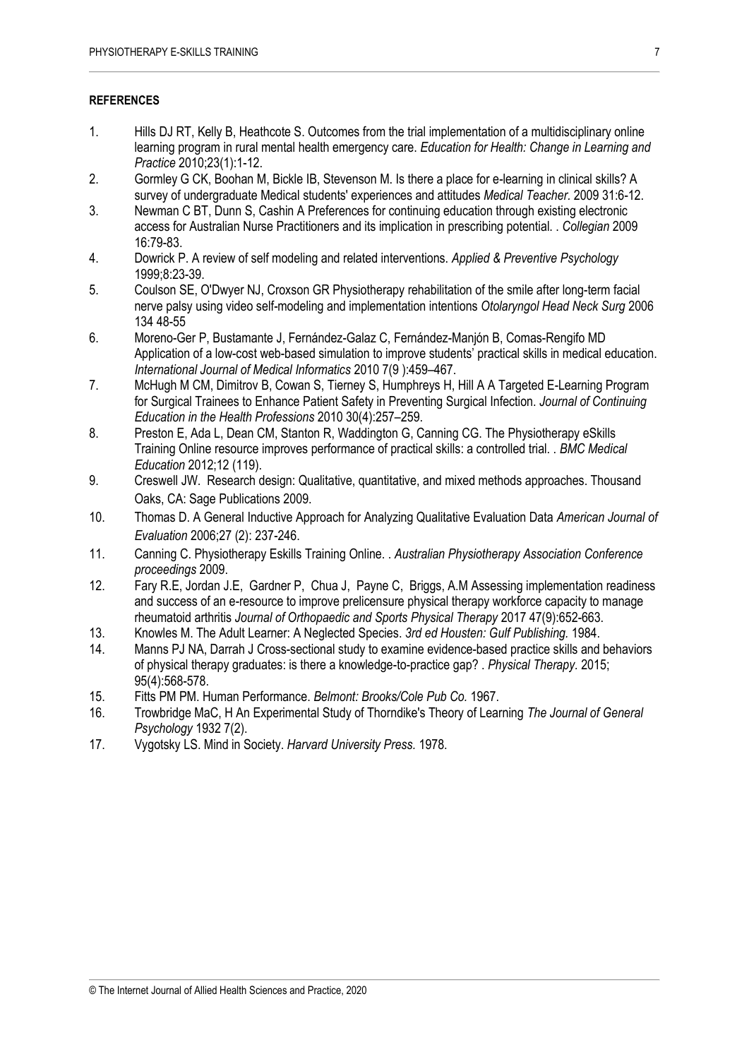**REFERENCES**

1. Hills DJ RT, Kelly B, Heathcote S. Outcomes from the trial implementation of a multidisciplinary online learning program in rural mental health emergency care. *Education for Health: Change in Learning and Practice* 2010;23(1):1-12.
2. Gormley G CK, Boohan M, Bickle IB, Stevenson M. Is there a place for e-learning in clinical skills? A survey of undergraduate Medical students' experiences and attitudes *Medical Teacher*. 2009 31:6-12.
3. Newman C BT, Dunn S, Cashin A Preferences for continuing education through existing electronic access for Australian Nurse Practitioners and its implication in prescribing potential. . *Collegian* 2009 16:79-83.
4. Dowrick P. A review of self modeling and related interventions. *Applied & Preventive Psychology* 1999;8:23-39.
5. Coulson SE, O'Dwyer NJ, Croxson GR Physiotherapy rehabilitation of the smile after long-term facial nerve palsy using video self-modeling and implementation intentions *Otolaryngol Head Neck Surg* 2006 134 48-55
6. Moreno-Ger P, Bustamante J, Fernández-Galaz C, Fernández-Manjón B, Comas-Rengifo MD Application of a low-cost web-based simulation to improve students' practical skills in medical education. *International Journal of Medical Informatics* 2010 7(9 ):459–467.
7. McHugh M CM, Dimitrov B, Cowan S, Tierney S, Humphreys H, Hill A A Targeted E-Learning Program for Surgical Trainees to Enhance Patient Safety in Preventing Surgical Infection. *Journal of Continuing Education in the Health Professions* 2010 30(4):257–259.
8. Preston E, Ada L, Dean CM, Stanton R, Waddington G, Canning CG. The Physiotherapy eSkills Training Online resource improves performance of practical skills: a controlled trial. . *BMC Medical Education* 2012;12 (119).
9. Creswell JW. Research design: Qualitative, quantitative, and mixed methods approaches. Thousand Oaks, CA: Sage Publications 2009.
10. Thomas D. A General Inductive Approach for Analyzing Qualitative Evaluation Data *American Journal of Evaluation* 2006;27 (2): 237-246.
11. Canning C. Physiotherapy Eskills Training Online. . *Australian Physiotherapy Association Conference proceedings* 2009.
12. Fary R.E, Jordan J.E, Gardner P, Chua J, Payne C, Briggs, A.M Assessing implementation readiness and success of an e-resource to improve prelicensure physical therapy workforce capacity to manage rheumatoid arthritis *Journal of Orthopaedic and Sports Physical Therapy* 2017 47(9):652-663.
13. Knowles M. The Adult Learner: A Neglected Species. *3rd ed Housten: Gulf Publishing.* 1984.
14. Manns PJ NA, Darrah J Cross-sectional study to examine evidence-based practice skills and behaviors of physical therapy graduates: is there a knowledge-to-practice gap? . *Physical Therapy*. 2015; 95(4):568-578.
15. Fitts PM PM. Human Performance. *Belmont: Brooks/Cole Pub Co.* 1967.
16. Trowbridge MaC, H An Experimental Study of Thorndike's Theory of Learning *The Journal of General Psychology* 1932 7(2).
17. Vygotsky LS. Mind in Society. *Harvard University Press.* 1978.